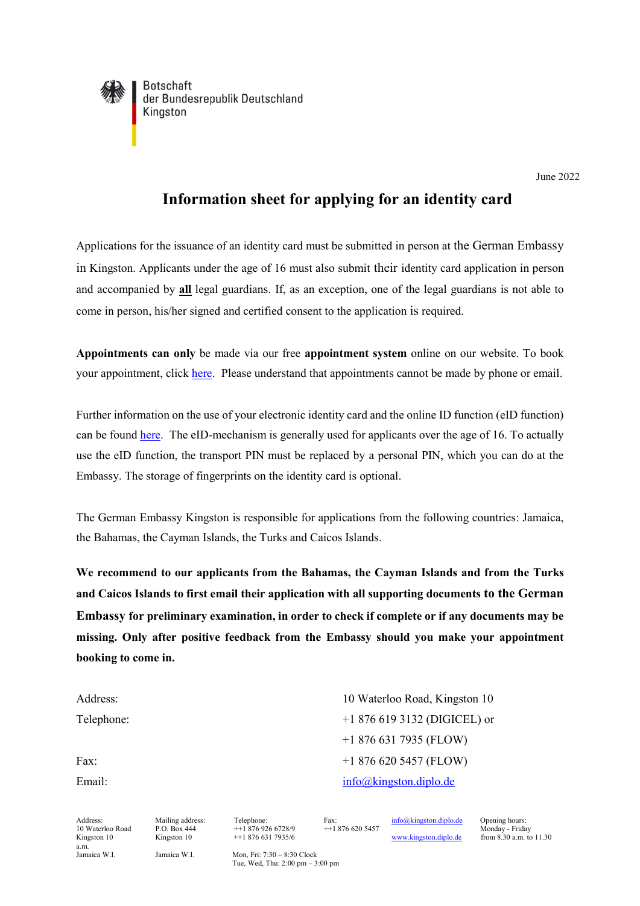Botschaft
der Bundesrepublik Deutschland
Kingston

June 2022

# Information sheet for applying for an identity card

Applications for the issuance of an identity card must be submitted in person at the German Embassy in Kingston. Applicants under the age of 16 must also submit their identity card application in person and accompanied by **all** legal guardians. If, as an exception, one of the legal guardians is not able to come in person, his/her signed and certified consent to the application is required.

**Appointments can only** be made via our free **appointment system** online on our website. To book your appointment, click here. Please understand that appointments cannot be made by phone or email.

Further information on the use of your electronic identity card and the online ID function (eID function) can be found here. The eID-mechanism is generally used for applicants over the age of 16. To actually use the eID function, the transport PIN must be replaced by a personal PIN, which you can do at the Embassy. The storage of fingerprints on the identity card is optional.

The German Embassy Kingston is responsible for applications from the following countries: Jamaica, the Bahamas, the Cayman Islands, the Turks and Caicos Islands.

**We recommend to our applicants from the Bahamas, the Cayman Islands and from the Turks and Caicos Islands to first email their application with all supporting documents to the German Embassy for preliminary examination, in order to check if complete or if any documents may be missing. Only after positive feedback from the Embassy should you make your appointment booking to come in.**

| | |
|---|---|
| Address: | 10 Waterloo Road, Kingston 10 |
| Telephone: | +1 876 619 3132 (DIGICEL) or |
| | +1 876 631 7935 (FLOW) |
| Fax: | +1 876 620 5457 (FLOW) |
| Email: | info@kingston.diplo.de |

Address: 10 Waterloo Road, Kingston 10, Jamaica W.I.
Mailing address: P.O. Box 444, Kingston 10, Jamaica W.I.
Telephone: ++1 876 926 6728/9, ++1 876 631 7935/6, Mon, Fri: 7:30 – 8:30 Clock, Tue, Wed, Thu: 2:00 pm – 3:00 pm
Fax: ++1 876 620 5457
info@kingston.diplo.de
www.kingston.diplo.de
Opening hours: Monday - Friday from 8.30 a.m. to 11.30 a.m.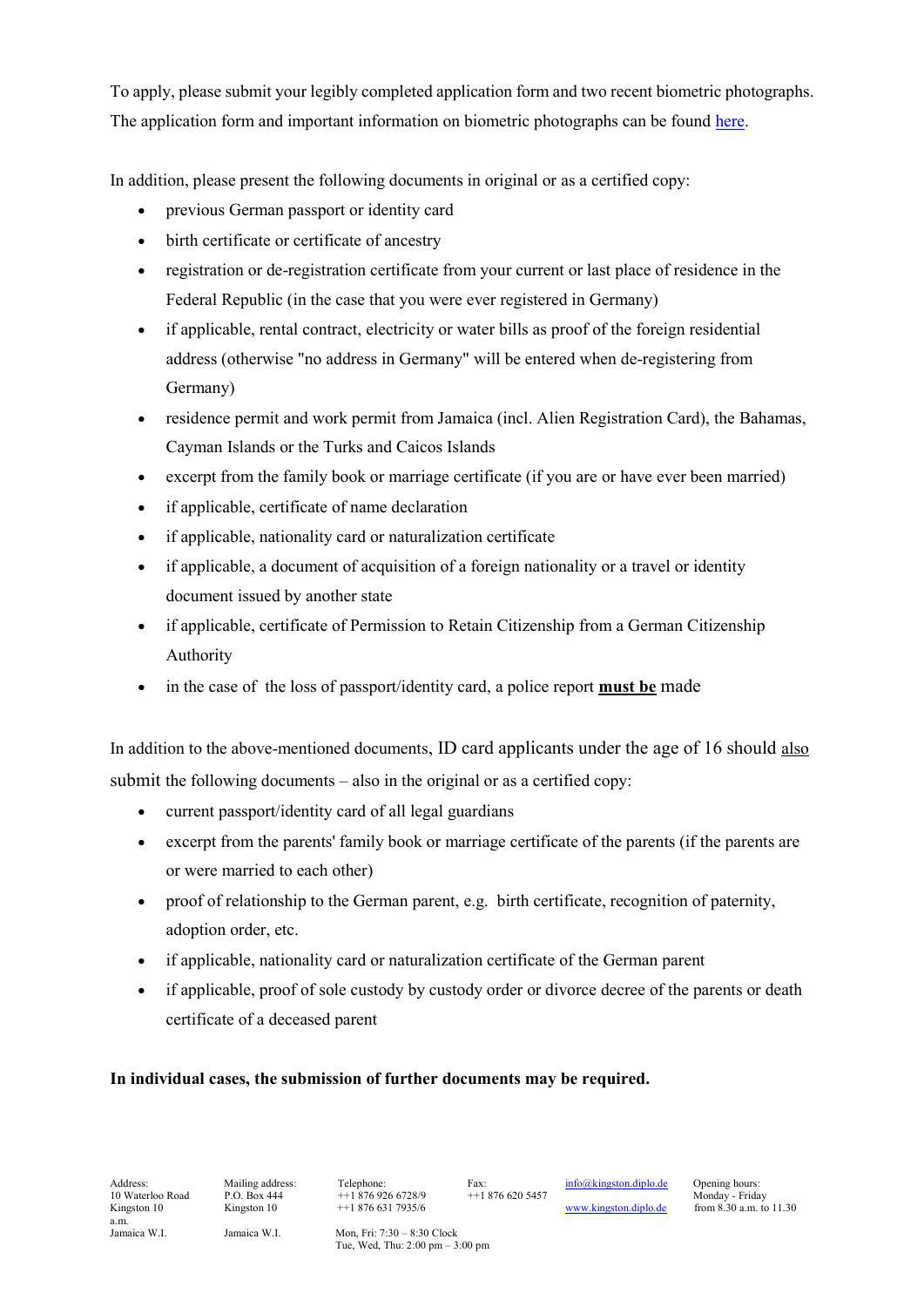To apply, please submit your legibly completed application form and two recent biometric photographs. The application form and important information on biometric photographs can be found here.

In addition, please present the following documents in original or as a certified copy:

- previous German passport or identity card
- birth certificate or certificate of ancestry
- registration or de-registration certificate from your current or last place of residence in the Federal Republic (in the case that you were ever registered in Germany)
- if applicable, rental contract, electricity or water bills as proof of the foreign residential address (otherwise "no address in Germany" will be entered when de-registering from Germany)
- residence permit and work permit from Jamaica (incl. Alien Registration Card), the Bahamas, Cayman Islands or the Turks and Caicos Islands
- excerpt from the family book or marriage certificate (if you are or have ever been married)
- if applicable, certificate of name declaration
- if applicable, nationality card or naturalization certificate
- if applicable, a document of acquisition of a foreign nationality or a travel or identity document issued by another state
- if applicable, certificate of Permission to Retain Citizenship from a German Citizenship Authority
- in the case of the loss of passport/identity card, a police report **must be** made

In addition to the above-mentioned documents, ID card applicants under the age of 16 should also submit the following documents – also in the original or as a certified copy:

- current passport/identity card of all legal guardians
- excerpt from the parents' family book or marriage certificate of the parents (if the parents are or were married to each other)
- proof of relationship to the German parent, e.g. birth certificate, recognition of paternity, adoption order, etc.
- if applicable, nationality card or naturalization certificate of the German parent
- if applicable, proof of sole custody by custody order or divorce decree of the parents or death certificate of a deceased parent

**In individual cases, the submission of further documents may be required.**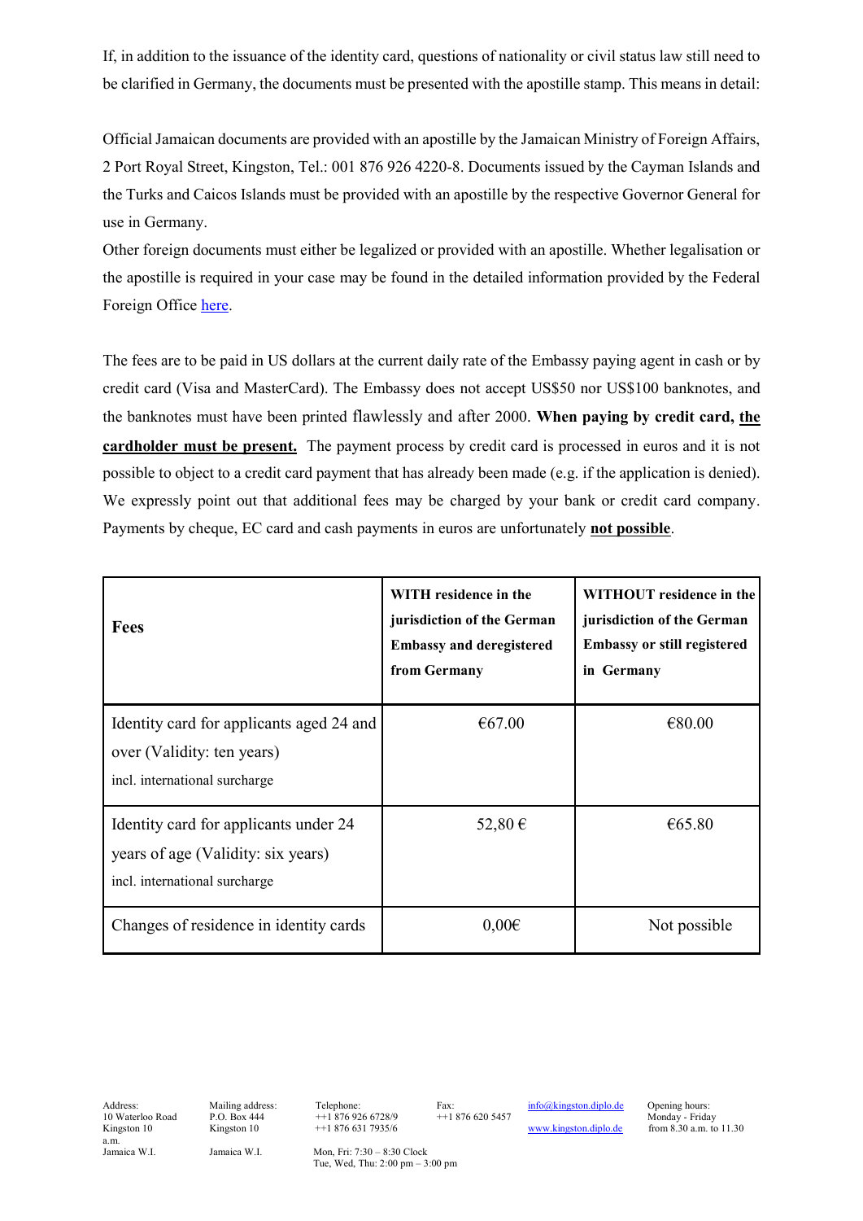If, in addition to the issuance of the identity card, questions of nationality or civil status law still need to be clarified in Germany, the documents must be presented with the apostille stamp. This means in detail:

Official Jamaican documents are provided with an apostille by the Jamaican Ministry of Foreign Affairs, 2 Port Royal Street, Kingston, Tel.: 001 876 926 4220-8. Documents issued by the Cayman Islands and the Turks and Caicos Islands must be provided with an apostille by the respective Governor General for use in Germany.

Other foreign documents must either be legalized or provided with an apostille. Whether legalisation or the apostille is required in your case may be found in the detailed information provided by the Federal Foreign Office here.

The fees are to be paid in US dollars at the current daily rate of the Embassy paying agent in cash or by credit card (Visa and MasterCard). The Embassy does not accept US$50 nor US$100 banknotes, and the banknotes must have been printed flawlessly and after 2000. **When paying by credit card, the cardholder must be present.** The payment process by credit card is processed in euros and it is not possible to object to a credit card payment that has already been made (e.g. if the application is denied). We expressly point out that additional fees may be charged by your bank or credit card company. Payments by cheque, EC card and cash payments in euros are unfortunately **not possible**.

| **Fees** | **WITH residence in the jurisdiction of the German Embassy and deregistered from Germany** | **WITHOUT residence in the jurisdiction of the German Embassy or still registered in Germany** |
|---|---|---|
| Identity card for applicants aged 24 and over (Validity: ten years) incl. international surcharge | €67.00 | €80.00 |
| Identity card for applicants under 24 years of age (Validity: six years) incl. international surcharge | 52,80 € | €65.80 |
| Changes of residence in identity cards | 0,00€ | Not possible |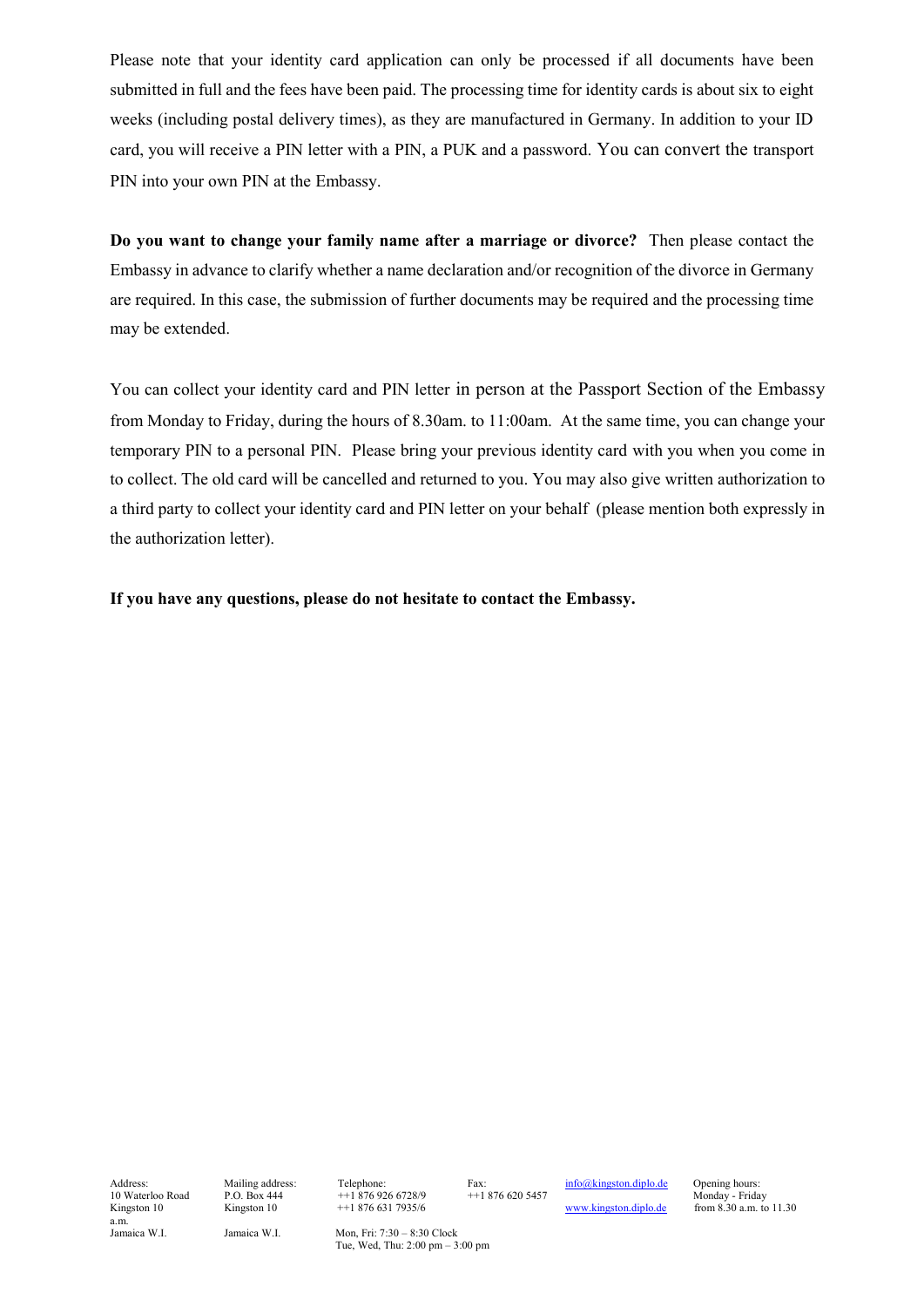Please note that your identity card application can only be processed if all documents have been submitted in full and the fees have been paid. The processing time for identity cards is about six to eight weeks (including postal delivery times), as they are manufactured in Germany. In addition to your ID card, you will receive a PIN letter with a PIN, a PUK and a password. You can convert the transport PIN into your own PIN at the Embassy.

**Do you want to change your family name after a marriage or divorce?** Then please contact the Embassy in advance to clarify whether a name declaration and/or recognition of the divorce in Germany are required. In this case, the submission of further documents may be required and the processing time may be extended.

You can collect your identity card and PIN letter in person at the Passport Section of the Embassy from Monday to Friday, during the hours of 8.30am. to 11:00am. At the same time, you can change your temporary PIN to a personal PIN. Please bring your previous identity card with you when you come in to collect. The old card will be cancelled and returned to you. You may also give written authorization to a third party to collect your identity card and PIN letter on your behalf (please mention both expressly in the authorization letter).

**If you have any questions, please do not hesitate to contact the Embassy.**